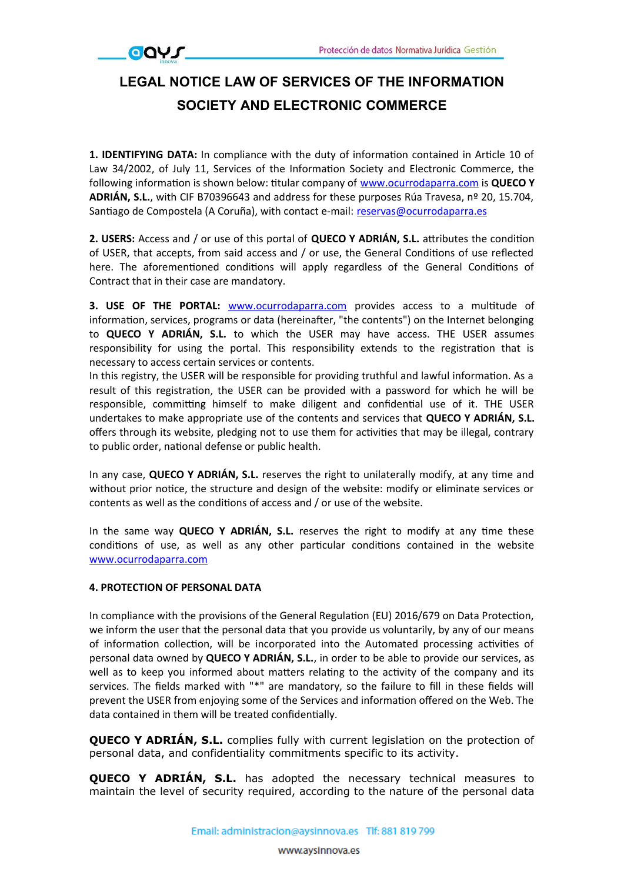# LEGAL NOTICE LAW OF SERVICES OF THE INFORMATION SOCIETY AND ELECTRONIC COMMERCE

**1. IDENTIFYING DATA:** In compliance with the duty of information contained in Article 10 of Law 34/2002, of July 11, Services of the Information Society and Electronic Commerce, the following information is shown below: titular company of www.ocurrodaparra.com is **QUECO Y ADRIÁN, S.L.**, with CIF B70396643 and address for these purposes Rúa Travesa, nº 20, 15.704, Santiago de Compostela (A Coruña), with contact e-mail: reservas@ocurrodaparra.es

**2. USERS:** Access and / or use of this portal of **QUECO Y ADRIÁN, S.L.** attributes the condition of USER, that accepts, from said access and / or use, the General Conditions of use reflected here. The aforementioned conditions will apply regardless of the General Conditions of Contract that in their case are mandatory.

**3. USE OF THE PORTAL:** www.ocurrodaparra.com provides access to a multitude of information, services, programs or data (hereinafter, "the contents") on the Internet belonging to **QUECO Y ADRIÁN, S.L.** to which the USER may have access. THE USER assumes responsibility for using the portal. This responsibility extends to the registration that is necessary to access certain services or contents.
In this registry, the USER will be responsible for providing truthful and lawful information. As a result of this registration, the USER can be provided with a password for which he will be responsible, committing himself to make diligent and confidential use of it. THE USER undertakes to make appropriate use of the contents and services that **QUECO Y ADRIÁN, S.L.** offers through its website, pledging not to use them for activities that may be illegal, contrary to public order, national defense or public health.

In any case, **QUECO Y ADRIÁN, S.L.** reserves the right to unilaterally modify, at any time and without prior notice, the structure and design of the website: modify or eliminate services or contents as well as the conditions of access and / or use of the website.

In the same way **QUECO Y ADRIÁN, S.L.** reserves the right to modify at any time these conditions of use, as well as any other particular conditions contained in the website www.ocurrodaparra.com

**4. PROTECTION OF PERSONAL DATA**

In compliance with the provisions of the General Regulation (EU) 2016/679 on Data Protection, we inform the user that the personal data that you provide us voluntarily, by any of our means of information collection, will be incorporated into the Automated processing activities of personal data owned by **QUECO Y ADRIÁN, S.L.**, in order to be able to provide our services, as well as to keep you informed about matters relating to the activity of the company and its services. The fields marked with "*" are mandatory, so the failure to fill in these fields will prevent the USER from enjoying some of the Services and information offered on the Web. The data contained in them will be treated confidentially.

**QUECO Y ADRIÁN, S.L.** complies fully with current legislation on the protection of personal data, and confidentiality commitments specific to its activity.

**QUECO Y ADRIÁN, S.L.** has adopted the necessary technical measures to maintain the level of security required, according to the nature of the personal data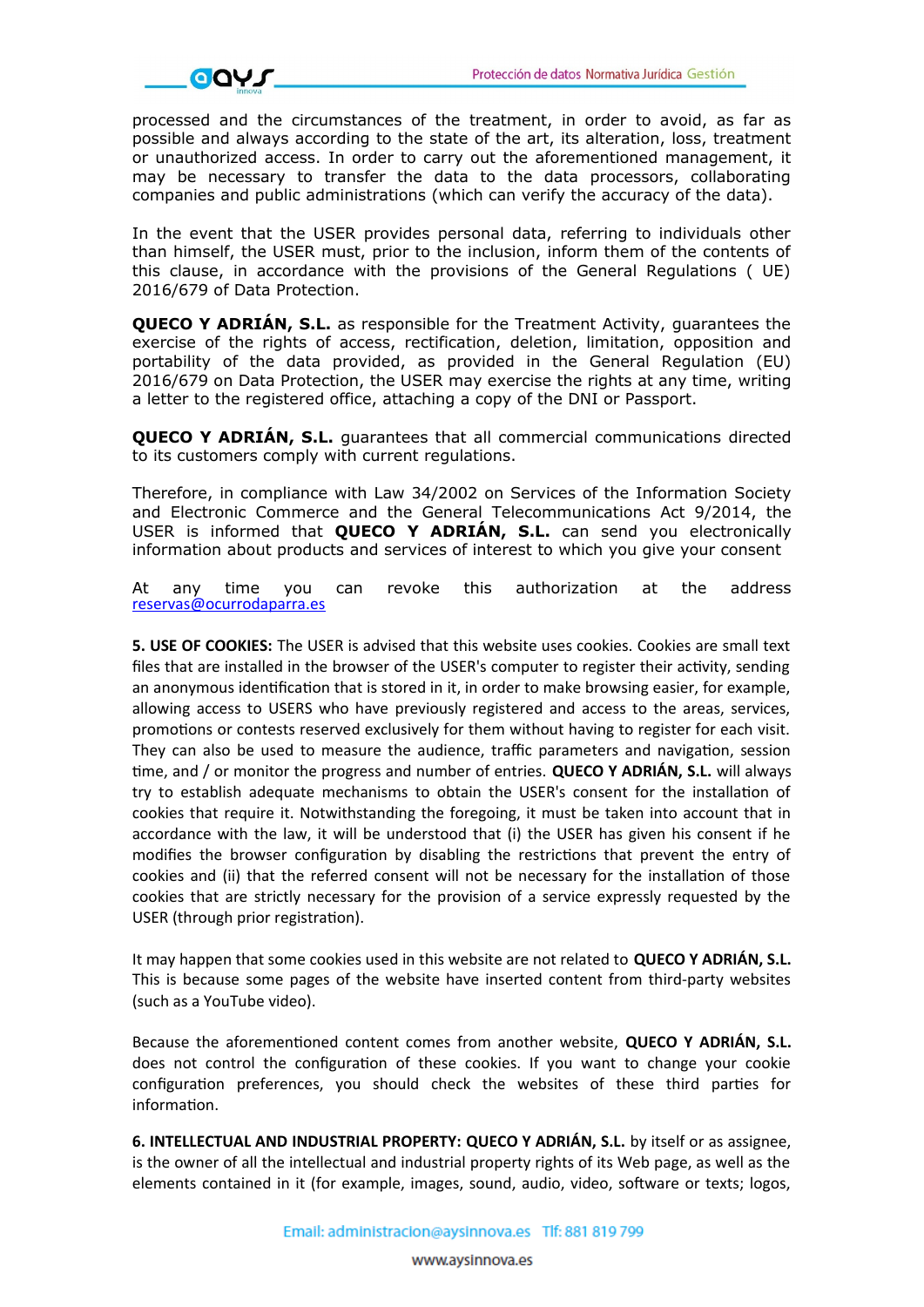processed and the circumstances of the treatment, in order to avoid, as far as possible and always according to the state of the art, its alteration, loss, treatment or unauthorized access. In order to carry out the aforementioned management, it may be necessary to transfer the data to the data processors, collaborating companies and public administrations (which can verify the accuracy of the data).

In the event that the USER provides personal data, referring to individuals other than himself, the USER must, prior to the inclusion, inform them of the contents of this clause, in accordance with the provisions of the General Regulations ( UE) 2016/679 of Data Protection.

**QUECO Y ADRIÁN, S.L.** as responsible for the Treatment Activity, guarantees the exercise of the rights of access, rectification, deletion, limitation, opposition and portability of the data provided, as provided in the General Regulation (EU) 2016/679 on Data Protection, the USER may exercise the rights at any time, writing a letter to the registered office, attaching a copy of the DNI or Passport.

**QUECO Y ADRIÁN, S.L.** guarantees that all commercial communications directed to its customers comply with current regulations.

Therefore, in compliance with Law 34/2002 on Services of the Information Society and Electronic Commerce and the General Telecommunications Act 9/2014, the USER is informed that **QUECO Y ADRIÁN, S.L.** can send you electronically information about products and services of interest to which you give your consent

At any time you can revoke this authorization at the address reservas@ocurrodaparra.es

**5. USE OF COOKIES:** The USER is advised that this website uses cookies. Cookies are small text files that are installed in the browser of the USER's computer to register their activity, sending an anonymous identification that is stored in it, in order to make browsing easier, for example, allowing access to USERS who have previously registered and access to the areas, services, promotions or contests reserved exclusively for them without having to register for each visit. They can also be used to measure the audience, traffic parameters and navigation, session time, and / or monitor the progress and number of entries. **QUECO Y ADRIÁN, S.L.** will always try to establish adequate mechanisms to obtain the USER's consent for the installation of cookies that require it. Notwithstanding the foregoing, it must be taken into account that in accordance with the law, it will be understood that (i) the USER has given his consent if he modifies the browser configuration by disabling the restrictions that prevent the entry of cookies and (ii) that the referred consent will not be necessary for the installation of those cookies that are strictly necessary for the provision of a service expressly requested by the USER (through prior registration).

It may happen that some cookies used in this website are not related to **QUECO Y ADRIÁN, S.L.** This is because some pages of the website have inserted content from third-party websites (such as a YouTube video).

Because the aforementioned content comes from another website, **QUECO Y ADRIÁN, S.L.** does not control the configuration of these cookies. If you want to change your cookie configuration preferences, you should check the websites of these third parties for information.

**6. INTELLECTUAL AND INDUSTRIAL PROPERTY: QUECO Y ADRIÁN, S.L.** by itself or as assignee, is the owner of all the intellectual and industrial property rights of its Web page, as well as the elements contained in it (for example, images, sound, audio, video, software or texts; logos,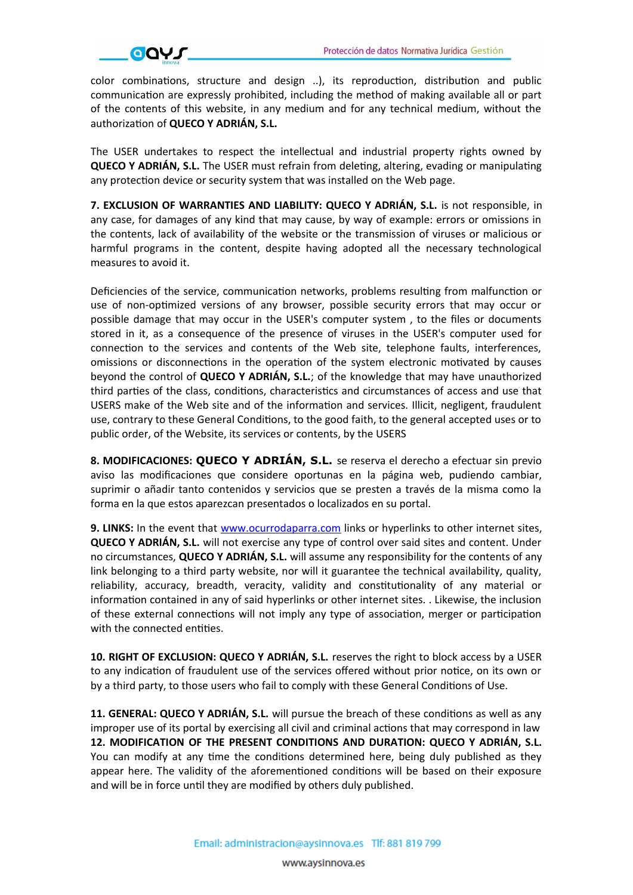color combinations, structure and design ..), its reproduction, distribution and public communication are expressly prohibited, including the method of making available all or part of the contents of this website, in any medium and for any technical medium, without the authorization of **QUECO Y ADRIÁN, S.L.**

The USER undertakes to respect the intellectual and industrial property rights owned by **QUECO Y ADRIÁN, S.L.** The USER must refrain from deleting, altering, evading or manipulating any protection device or security system that was installed on the Web page.

**7. EXCLUSION OF WARRANTIES AND LIABILITY: QUECO Y ADRIÁN, S.L.** is not responsible, in any case, for damages of any kind that may cause, by way of example: errors or omissions in the contents, lack of availability of the website or the transmission of viruses or malicious or harmful programs in the content, despite having adopted all the necessary technological measures to avoid it.

Deficiencies of the service, communication networks, problems resulting from malfunction or use of non-optimized versions of any browser, possible security errors that may occur or possible damage that may occur in the USER's computer system , to the files or documents stored in it, as a consequence of the presence of viruses in the USER's computer used for connection to the services and contents of the Web site, telephone faults, interferences, omissions or disconnections in the operation of the system electronic motivated by causes beyond the control of **QUECO Y ADRIÁN, S.L.**; of the knowledge that may have unauthorized third parties of the class, conditions, characteristics and circumstances of access and use that USERS make of the Web site and of the information and services. Illicit, negligent, fraudulent use, contrary to these General Conditions, to the good faith, to the general accepted uses or to public order, of the Website, its services or contents, by the USERS

**8. MODIFICACIONES: QUECO Y ADRIÁN, S.L.** se reserva el derecho a efectuar sin previo aviso las modificaciones que considere oportunas en la página web, pudiendo cambiar, suprimir o añadir tanto contenidos y servicios que se presten a través de la misma como la forma en la que estos aparezcan presentados o localizados en su portal.

**9. LINKS:** In the event that [www.ocurrodaparra.com](www.ocurrodaparra.com) links or hyperlinks to other internet sites, **QUECO Y ADRIÁN, S.L.** will not exercise any type of control over said sites and content. Under no circumstances, **QUECO Y ADRIÁN, S.L.** will assume any responsibility for the contents of any link belonging to a third party website, nor will it guarantee the technical availability, quality, reliability, accuracy, breadth, veracity, validity and constitutionality of any material or information contained in any of said hyperlinks or other internet sites. . Likewise, the inclusion of these external connections will not imply any type of association, merger or participation with the connected entities.

**10. RIGHT OF EXCLUSION: QUECO Y ADRIÁN, S.L.** reserves the right to block access by a USER to any indication of fraudulent use of the services offered without prior notice, on its own or by a third party, to those users who fail to comply with these General Conditions of Use.

**11. GENERAL: QUECO Y ADRIÁN, S.L.** will pursue the breach of these conditions as well as any improper use of its portal by exercising all civil and criminal actions that may correspond in law

**12. MODIFICATION OF THE PRESENT CONDITIONS AND DURATION: QUECO Y ADRIÁN, S.L.** You can modify at any time the conditions determined here, being duly published as they appear here. The validity of the aforementioned conditions will be based on their exposure and will be in force until they are modified by others duly published.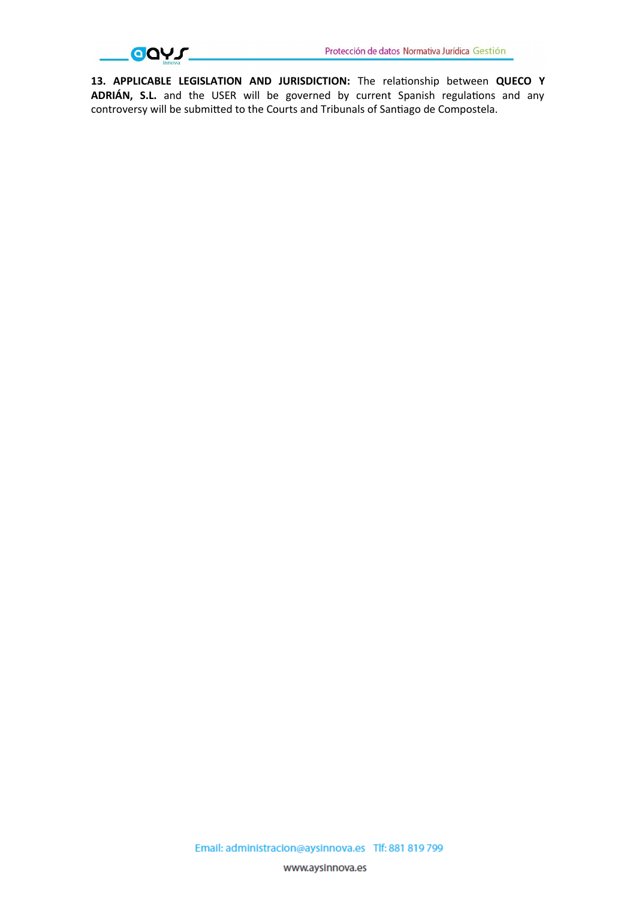**13. APPLICABLE LEGISLATION AND JURISDICTION:** The relationship between **QUECO Y ADRIÁN, S.L.** and the USER will be governed by current Spanish regulations and any controversy will be submitted to the Courts and Tribunals of Santiago de Compostela.